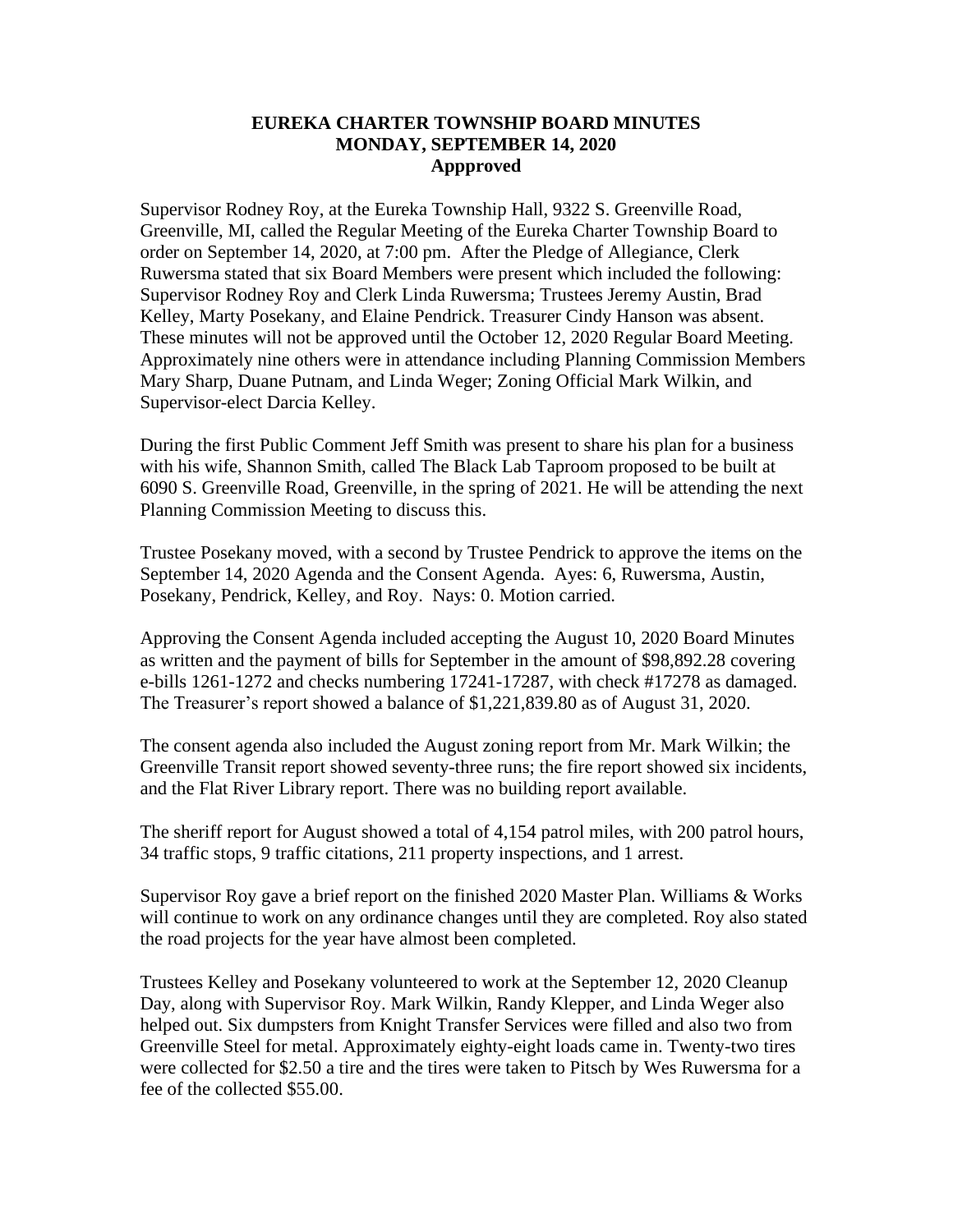# EUREKA CHARTER TOWNSHIP BOARD MINUTES
# MONDAY, SEPTEMBER 14, 2020
# Appproved

Supervisor Rodney Roy, at the Eureka Township Hall, 9322 S. Greenville Road, Greenville, MI, called the Regular Meeting of the Eureka Charter Township Board to order on September 14, 2020, at 7:00 pm. After the Pledge of Allegiance, Clerk Ruwersma stated that six Board Members were present which included the following: Supervisor Rodney Roy and Clerk Linda Ruwersma; Trustees Jeremy Austin, Brad Kelley, Marty Posekany, and Elaine Pendrick. Treasurer Cindy Hanson was absent. These minutes will not be approved until the October 12, 2020 Regular Board Meeting. Approximately nine others were in attendance including Planning Commission Members Mary Sharp, Duane Putnam, and Linda Weger; Zoning Official Mark Wilkin, and Supervisor-elect Darcia Kelley.

During the first Public Comment Jeff Smith was present to share his plan for a business with his wife, Shannon Smith, called The Black Lab Taproom proposed to be built at 6090 S. Greenville Road, Greenville, in the spring of 2021. He will be attending the next Planning Commission Meeting to discuss this.

Trustee Posekany moved, with a second by Trustee Pendrick to approve the items on the September 14, 2020 Agenda and the Consent Agenda. Ayes: 6, Ruwersma, Austin, Posekany, Pendrick, Kelley, and Roy. Nays: 0. Motion carried.

Approving the Consent Agenda included accepting the August 10, 2020 Board Minutes as written and the payment of bills for September in the amount of $98,892.28 covering e-bills 1261-1272 and checks numbering 17241-17287, with check #17278 as damaged. The Treasurer's report showed a balance of $1,221,839.80 as of August 31, 2020.

The consent agenda also included the August zoning report from Mr. Mark Wilkin; the Greenville Transit report showed seventy-three runs; the fire report showed six incidents, and the Flat River Library report. There was no building report available.

The sheriff report for August showed a total of 4,154 patrol miles, with 200 patrol hours, 34 traffic stops, 9 traffic citations, 211 property inspections, and 1 arrest.

Supervisor Roy gave a brief report on the finished 2020 Master Plan. Williams & Works will continue to work on any ordinance changes until they are completed. Roy also stated the road projects for the year have almost been completed.

Trustees Kelley and Posekany volunteered to work at the September 12, 2020 Cleanup Day, along with Supervisor Roy. Mark Wilkin, Randy Klepper, and Linda Weger also helped out. Six dumpsters from Knight Transfer Services were filled and also two from Greenville Steel for metal. Approximately eighty-eight loads came in. Twenty-two tires were collected for $2.50 a tire and the tires were taken to Pitsch by Wes Ruwersma for a fee of the collected $55.00.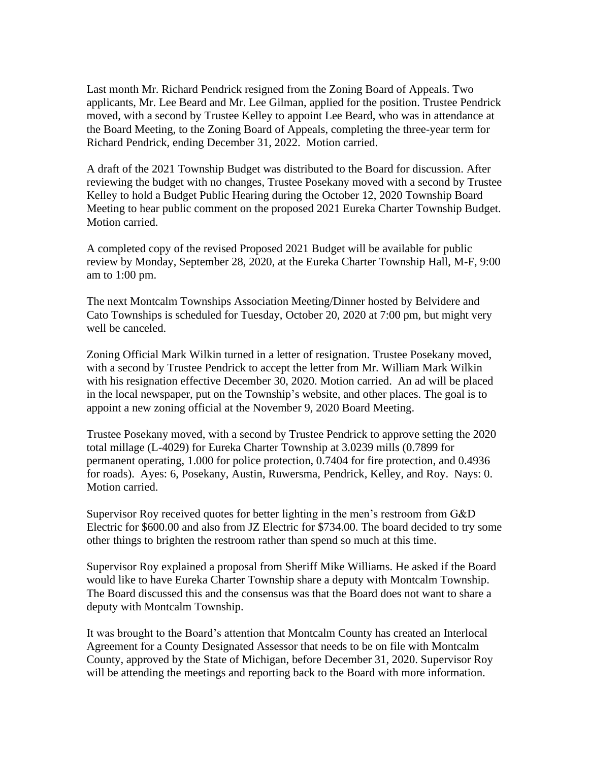Last month Mr. Richard Pendrick resigned from the Zoning Board of Appeals. Two applicants, Mr. Lee Beard and Mr. Lee Gilman, applied for the position. Trustee Pendrick moved, with a second by Trustee Kelley to appoint Lee Beard, who was in attendance at the Board Meeting, to the Zoning Board of Appeals, completing the three-year term for Richard Pendrick, ending December 31, 2022. Motion carried.

A draft of the 2021 Township Budget was distributed to the Board for discussion. After reviewing the budget with no changes, Trustee Posekany moved with a second by Trustee Kelley to hold a Budget Public Hearing during the October 12, 2020 Township Board Meeting to hear public comment on the proposed 2021 Eureka Charter Township Budget. Motion carried.

A completed copy of the revised Proposed 2021 Budget will be available for public review by Monday, September 28, 2020, at the Eureka Charter Township Hall, M-F, 9:00 am to 1:00 pm.

The next Montcalm Townships Association Meeting/Dinner hosted by Belvidere and Cato Townships is scheduled for Tuesday, October 20, 2020 at 7:00 pm, but might very well be canceled.

Zoning Official Mark Wilkin turned in a letter of resignation. Trustee Posekany moved, with a second by Trustee Pendrick to accept the letter from Mr. William Mark Wilkin with his resignation effective December 30, 2020. Motion carried. An ad will be placed in the local newspaper, put on the Township's website, and other places. The goal is to appoint a new zoning official at the November 9, 2020 Board Meeting.

Trustee Posekany moved, with a second by Trustee Pendrick to approve setting the 2020 total millage (L-4029) for Eureka Charter Township at 3.0239 mills (0.7899 for permanent operating, 1.000 for police protection, 0.7404 for fire protection, and 0.4936 for roads). Ayes: 6, Posekany, Austin, Ruwersma, Pendrick, Kelley, and Roy. Nays: 0. Motion carried.

Supervisor Roy received quotes for better lighting in the men's restroom from G&D Electric for $600.00 and also from JZ Electric for $734.00. The board decided to try some other things to brighten the restroom rather than spend so much at this time.

Supervisor Roy explained a proposal from Sheriff Mike Williams. He asked if the Board would like to have Eureka Charter Township share a deputy with Montcalm Township. The Board discussed this and the consensus was that the Board does not want to share a deputy with Montcalm Township.

It was brought to the Board's attention that Montcalm County has created an Interlocal Agreement for a County Designated Assessor that needs to be on file with Montcalm County, approved by the State of Michigan, before December 31, 2020. Supervisor Roy will be attending the meetings and reporting back to the Board with more information.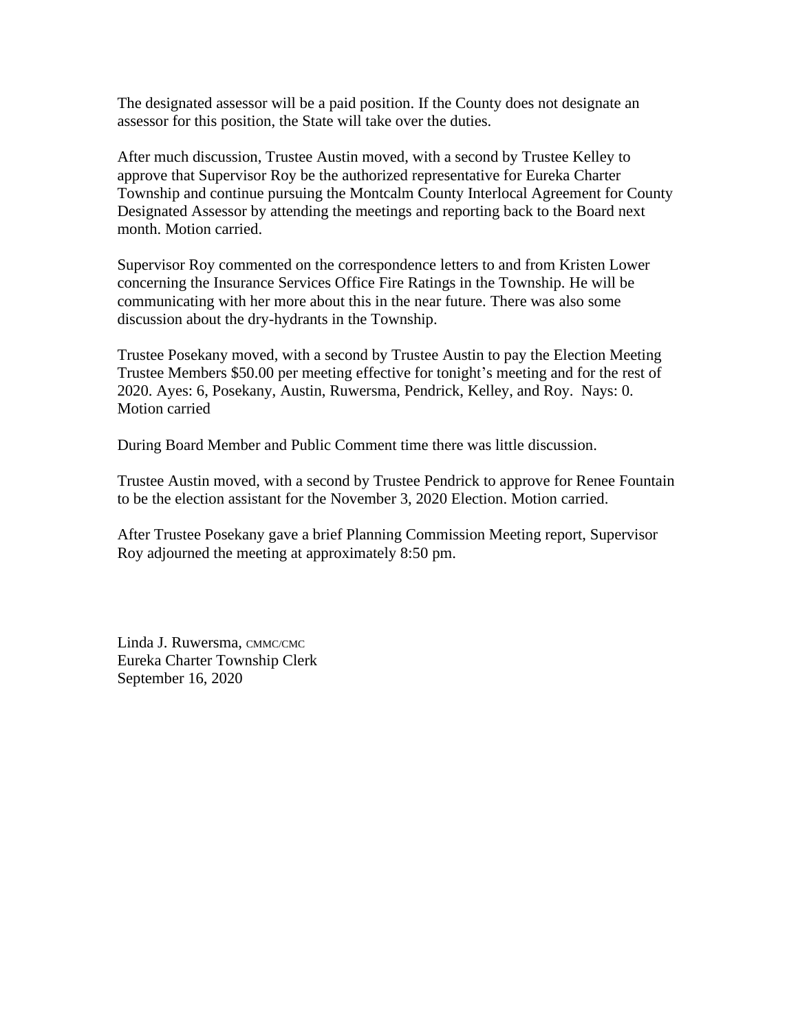The designated assessor will be a paid position. If the County does not designate an assessor for this position, the State will take over the duties.

After much discussion, Trustee Austin moved, with a second by Trustee Kelley to approve that Supervisor Roy be the authorized representative for Eureka Charter Township and continue pursuing the Montcalm County Interlocal Agreement for County Designated Assessor by attending the meetings and reporting back to the Board next month. Motion carried.

Supervisor Roy commented on the correspondence letters to and from Kristen Lower concerning the Insurance Services Office Fire Ratings in the Township. He will be communicating with her more about this in the near future. There was also some discussion about the dry-hydrants in the Township.

Trustee Posekany moved, with a second by Trustee Austin to pay the Election Meeting Trustee Members $50.00 per meeting effective for tonight's meeting and for the rest of 2020. Ayes: 6, Posekany, Austin, Ruwersma, Pendrick, Kelley, and Roy. Nays: 0. Motion carried

During Board Member and Public Comment time there was little discussion.

Trustee Austin moved, with a second by Trustee Pendrick to approve for Renee Fountain to be the election assistant for the November 3, 2020 Election. Motion carried.

After Trustee Posekany gave a brief Planning Commission Meeting report, Supervisor Roy adjourned the meeting at approximately 8:50 pm.

Linda J. Ruwersma, CMMC/CMC
Eureka Charter Township Clerk
September 16, 2020